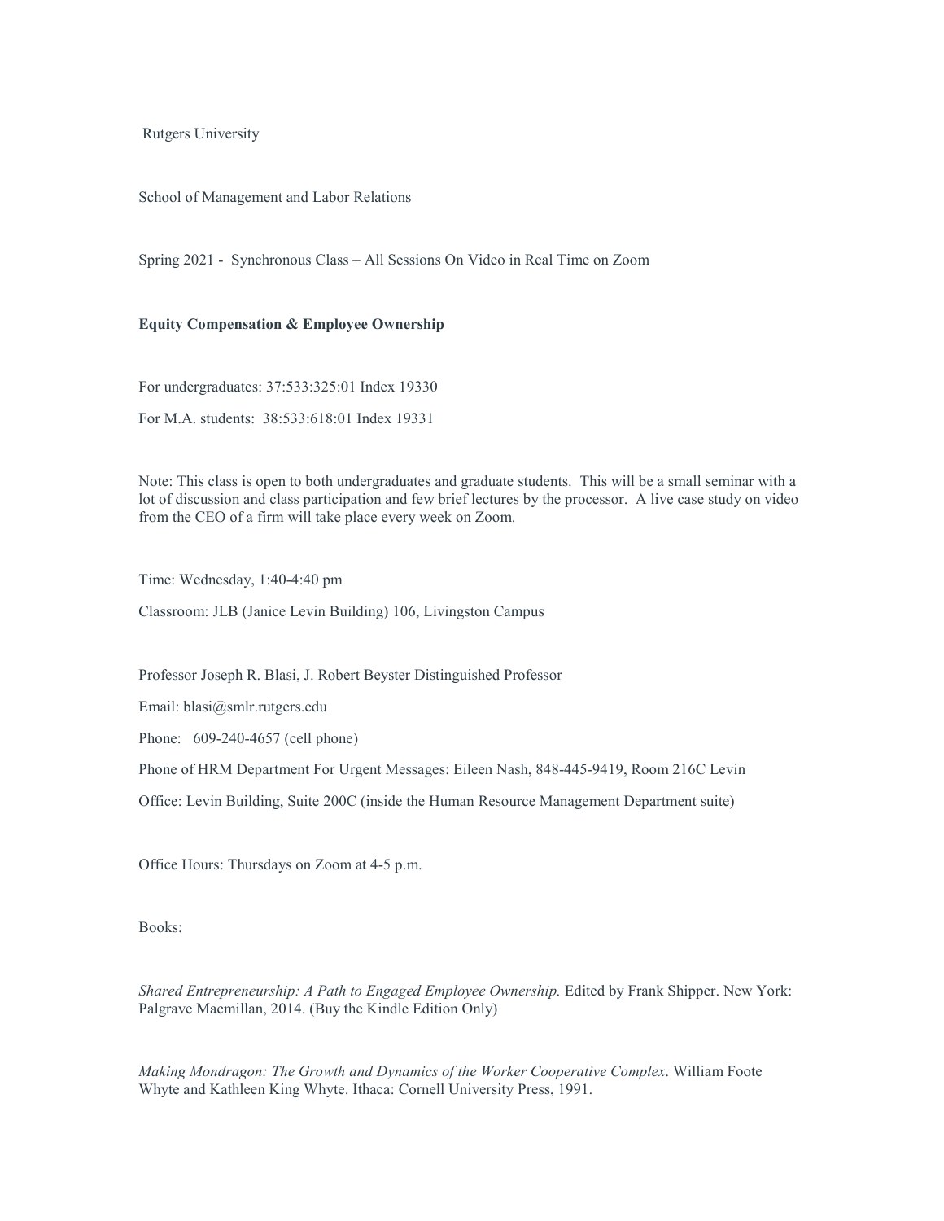Rutgers University

School of Management and Labor Relations

Spring 2021 - Synchronous Class – All Sessions On Video in Real Time on Zoom

**Equity Compensation & Employee Ownership**

For undergraduates: 37:533:325:01 Index 19330

For M.A. students: 38:533:618:01 Index 19331

Note: This class is open to both undergraduates and graduate students. This will be a small seminar with a lot of discussion and class participation and few brief lectures by the processor. A live case study on video from the CEO of a firm will take place every week on Zoom.

Time: Wednesday, 1:40-4:40 pm

Classroom: JLB (Janice Levin Building) 106, Livingston Campus

Professor Joseph R. Blasi, J. Robert Beyster Distinguished Professor

Email: blasi@smlr.rutgers.edu

Phone: 609-240-4657 (cell phone)

Phone of HRM Department For Urgent Messages: Eileen Nash, 848-445-9419, Room 216C Levin

Office: Levin Building, Suite 200C (inside the Human Resource Management Department suite)

Office Hours: Thursdays on Zoom at 4-5 p.m.

Books:

*Shared Entrepreneurship: A Path to Engaged Employee Ownership.* Edited by Frank Shipper. New York: Palgrave Macmillan, 2014. (Buy the Kindle Edition Only)

*Making Mondragon: The Growth and Dynamics of the Worker Cooperative Complex*. William Foote Whyte and Kathleen King Whyte. Ithaca: Cornell University Press, 1991.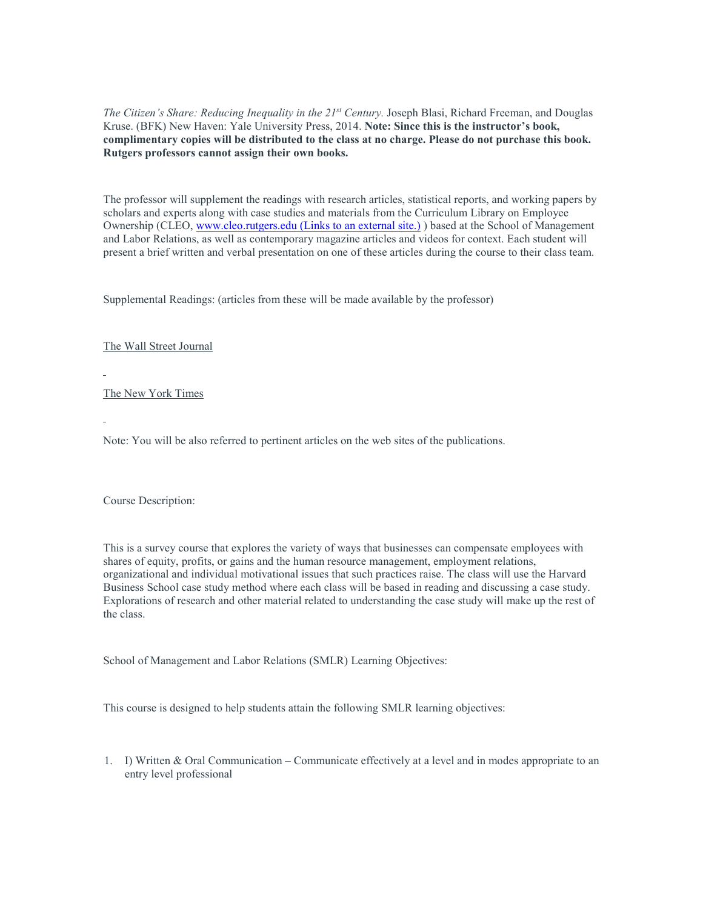*The Citizen's Share: Reducing Inequality in the 21st Century.* Joseph Blasi, Richard Freeman, and Douglas Kruse. (BFK) New Haven: Yale University Press, 2014. **Note: Since this is the instructor's book, complimentary copies will be distributed to the class at no charge. Please do not purchase this book. Rutgers professors cannot assign their own books.**

The professor will supplement the readings with research articles, statistical reports, and working papers by scholars and experts along with case studies and materials from the Curriculum Library on Employee Ownership (CLEO, [www.cleo.rutgers.edu (Links to an external site.)](www.cleo.rutgers.edu) ) based at the School of Management and Labor Relations, as well as contemporary magazine articles and videos for context. Each student will present a brief written and verbal presentation on one of these articles during the course to their class team.

Supplemental Readings: (articles from these will be made available by the professor)

The Wall Street Journal

The New York Times

Note: You will be also referred to pertinent articles on the web sites of the publications.

Course Description:

This is a survey course that explores the variety of ways that businesses can compensate employees with shares of equity, profits, or gains and the human resource management, employment relations, organizational and individual motivational issues that such practices raise. The class will use the Harvard Business School case study method where each class will be based in reading and discussing a case study. Explorations of research and other material related to understanding the case study will make up the rest of the class.

School of Management and Labor Relations (SMLR) Learning Objectives:

This course is designed to help students attain the following SMLR learning objectives:

1. I) Written & Oral Communication – Communicate effectively at a level and in modes appropriate to an entry level professional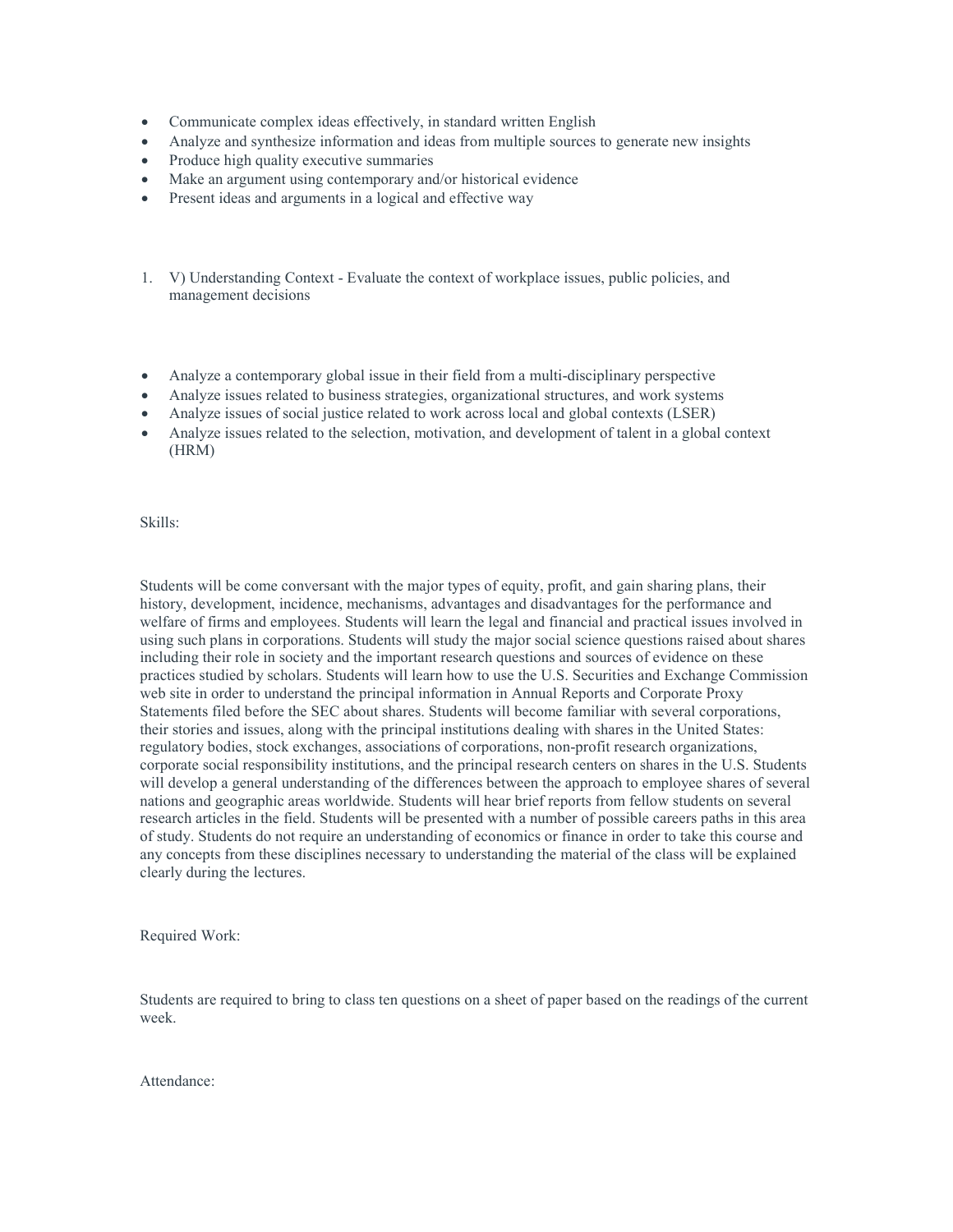- Communicate complex ideas effectively, in standard written English
- Analyze and synthesize information and ideas from multiple sources to generate new insights
- Produce high quality executive summaries
- Make an argument using contemporary and/or historical evidence
- Present ideas and arguments in a logical and effective way

1. V) Understanding Context - Evaluate the context of workplace issues, public policies, and management decisions

- Analyze a contemporary global issue in their field from a multi-disciplinary perspective
- Analyze issues related to business strategies, organizational structures, and work systems
- Analyze issues of social justice related to work across local and global contexts (LSER)
- Analyze issues related to the selection, motivation, and development of talent in a global context (HRM)

Skills:

Students will be come conversant with the major types of equity, profit, and gain sharing plans, their history, development, incidence, mechanisms, advantages and disadvantages for the performance and welfare of firms and employees. Students will learn the legal and financial and practical issues involved in using such plans in corporations. Students will study the major social science questions raised about shares including their role in society and the important research questions and sources of evidence on these practices studied by scholars. Students will learn how to use the U.S. Securities and Exchange Commission web site in order to understand the principal information in Annual Reports and Corporate Proxy Statements filed before the SEC about shares. Students will become familiar with several corporations, their stories and issues, along with the principal institutions dealing with shares in the United States: regulatory bodies, stock exchanges, associations of corporations, non-profit research organizations, corporate social responsibility institutions, and the principal research centers on shares in the U.S. Students will develop a general understanding of the differences between the approach to employee shares of several nations and geographic areas worldwide. Students will hear brief reports from fellow students on several research articles in the field. Students will be presented with a number of possible careers paths in this area of study. Students do not require an understanding of economics or finance in order to take this course and any concepts from these disciplines necessary to understanding the material of the class will be explained clearly during the lectures.

Required Work:

Students are required to bring to class ten questions on a sheet of paper based on the readings of the current week.

Attendance: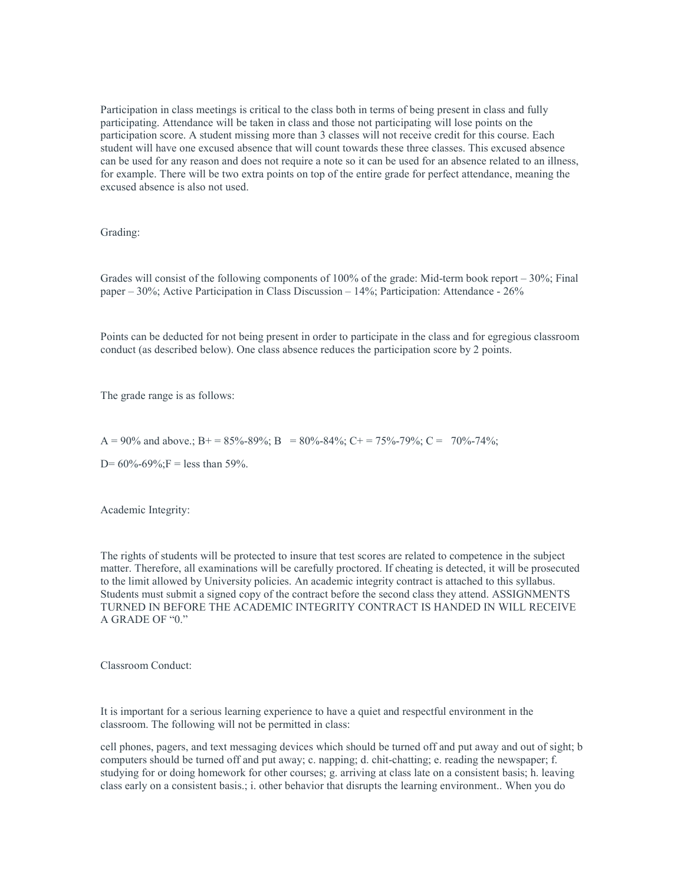Participation in class meetings is critical to the class both in terms of being present in class and fully participating. Attendance will be taken in class and those not participating will lose points on the participation score. A student missing more than 3 classes will not receive credit for this course. Each student will have one excused absence that will count towards these three classes. This excused absence can be used for any reason and does not require a note so it can be used for an absence related to an illness, for example. There will be two extra points on top of the entire grade for perfect attendance, meaning the excused absence is also not used.

Grading:

Grades will consist of the following components of 100% of the grade: Mid-term book report – 30%; Final paper – 30%; Active Participation in Class Discussion – 14%; Participation: Attendance - 26%

Points can be deducted for not being present in order to participate in the class and for egregious classroom conduct (as described below). One class absence reduces the participation score by 2 points.

The grade range is as follows:

A = 90% and above.; B+ = 85%-89%; B = 80%-84%; C+ = 75%-79%; C = 70%-74%;

D= 60%-69%;F = less than 59%.

Academic Integrity:

The rights of students will be protected to insure that test scores are related to competence in the subject matter. Therefore, all examinations will be carefully proctored. If cheating is detected, it will be prosecuted to the limit allowed by University policies. An academic integrity contract is attached to this syllabus. Students must submit a signed copy of the contract before the second class they attend. ASSIGNMENTS TURNED IN BEFORE THE ACADEMIC INTEGRITY CONTRACT IS HANDED IN WILL RECEIVE A GRADE OF "0."

Classroom Conduct:

It is important for a serious learning experience to have a quiet and respectful environment in the classroom. The following will not be permitted in class:

cell phones, pagers, and text messaging devices which should be turned off and put away and out of sight; b computers should be turned off and put away; c. napping; d. chit-chatting; e. reading the newspaper; f. studying for or doing homework for other courses; g. arriving at class late on a consistent basis; h. leaving class early on a consistent basis.; i. other behavior that disrupts the learning environment.. When you do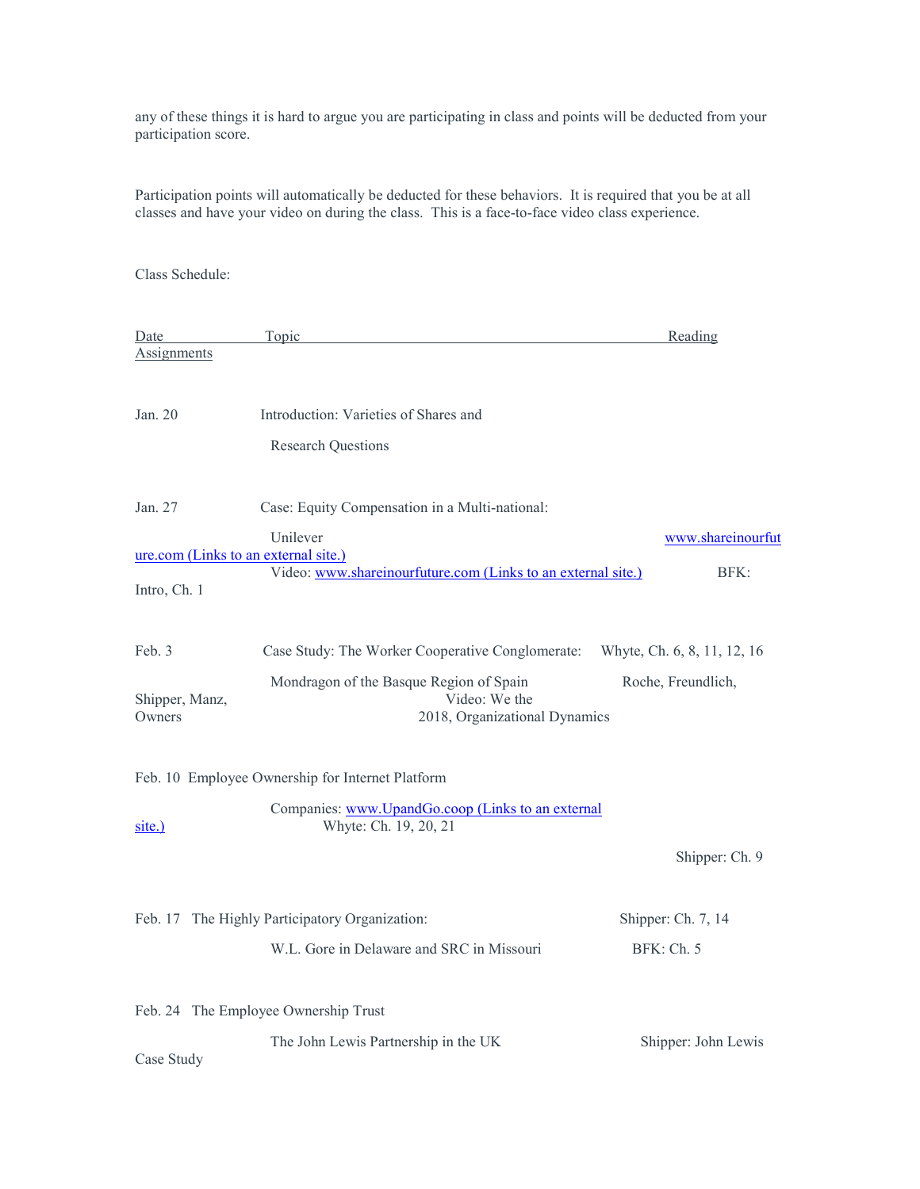any of these things it is hard to argue you are participating in class and points will be deducted from your participation score.

Participation points will automatically be deducted for these behaviors. It is required that you be at all classes and have your video on during the class. This is a face-to-face video class experience.

Class Schedule:

| Date | Topic | Reading Assignments |
|---|---|---|
| Jan. 20 | Introduction: Varieties of Shares and Research Questions | |
| Jan. 27 | Case: Equity Compensation in a Multi-national: Unilever Video: www.shareinourfuture.com (Links to an external site.) | www.shareinourfuture.com (Links to an external site.) BFK: Intro, Ch. 1 |
| Feb. 3 | Case Study: The Worker Cooperative Conglomerate: Mondragon of the Basque Region of Spain Video: We the Owners | Whyte, Ch. 6, 8, 11, 12, 16 Roche, Freundlich, Shipper, Manz, 2018, Organizational Dynamics |
| Feb. 10 | Employee Ownership for Internet Platform Companies: www.UpandGo.coop (Links to an external site.) | Whyte: Ch. 19, 20, 21 Shipper: Ch. 9 |
| Feb. 17 | The Highly Participatory Organization: W.L. Gore in Delaware and SRC in Missouri | Shipper: Ch. 7, 14 BFK: Ch. 5 |
| Feb. 24 | The Employee Ownership Trust The John Lewis Partnership in the UK | Shipper: John Lewis Case Study |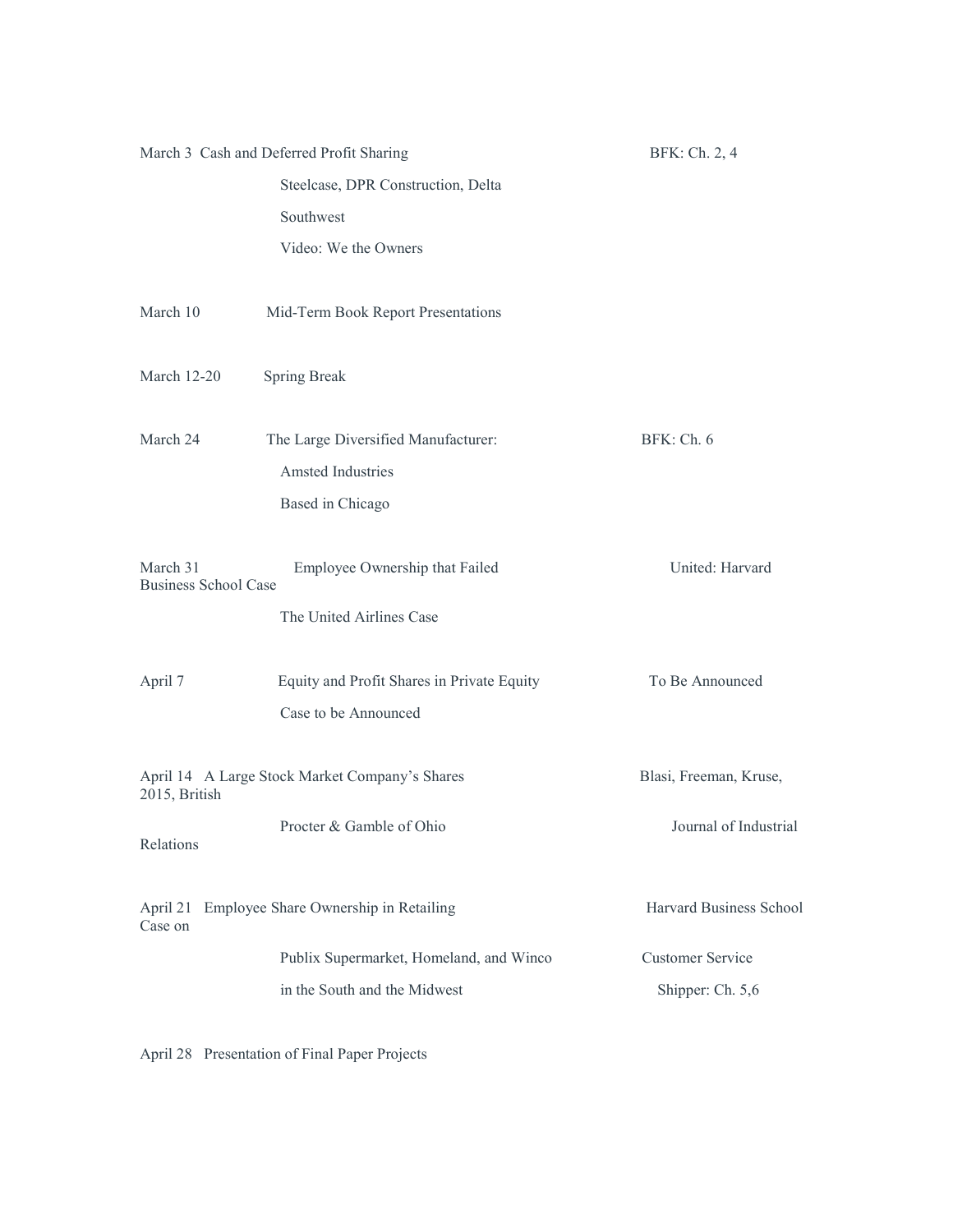| Date | Topic | Reading |
| --- | --- | --- |
| March 3 | Cash and Deferred Profit Sharing<br>Steelcase, DPR Construction, Delta<br>Southwest<br>Video: We the Owners | BFK: Ch. 2, 4 |
| March 10 | Mid-Term Book Report Presentations | |
| March 12-20 | Spring Break | |
| March 24 | The Large Diversified Manufacturer:<br>Amsted Industries<br>Based in Chicago | BFK: Ch. 6 |
| March 31 | Employee Ownership that Failed<br>The United Airlines Case | United: Harvard Business School Case |
| April 7 | Equity and Profit Shares in Private Equity<br>Case to be Announced | To Be Announced |
| April 14 | A Large Stock Market Company's Shares<br>Procter & Gamble of Ohio | Blasi, Freeman, Kruse, 2015, British Journal of Industrial Relations |
| April 21 | Employee Share Ownership in Retailing<br>Publix Supermarket, Homeland, and Winco<br>in the South and the Midwest | Harvard Business School Case on Customer Service<br>Shipper: Ch. 5,6 |
| April 28 | Presentation of Final Paper Projects | |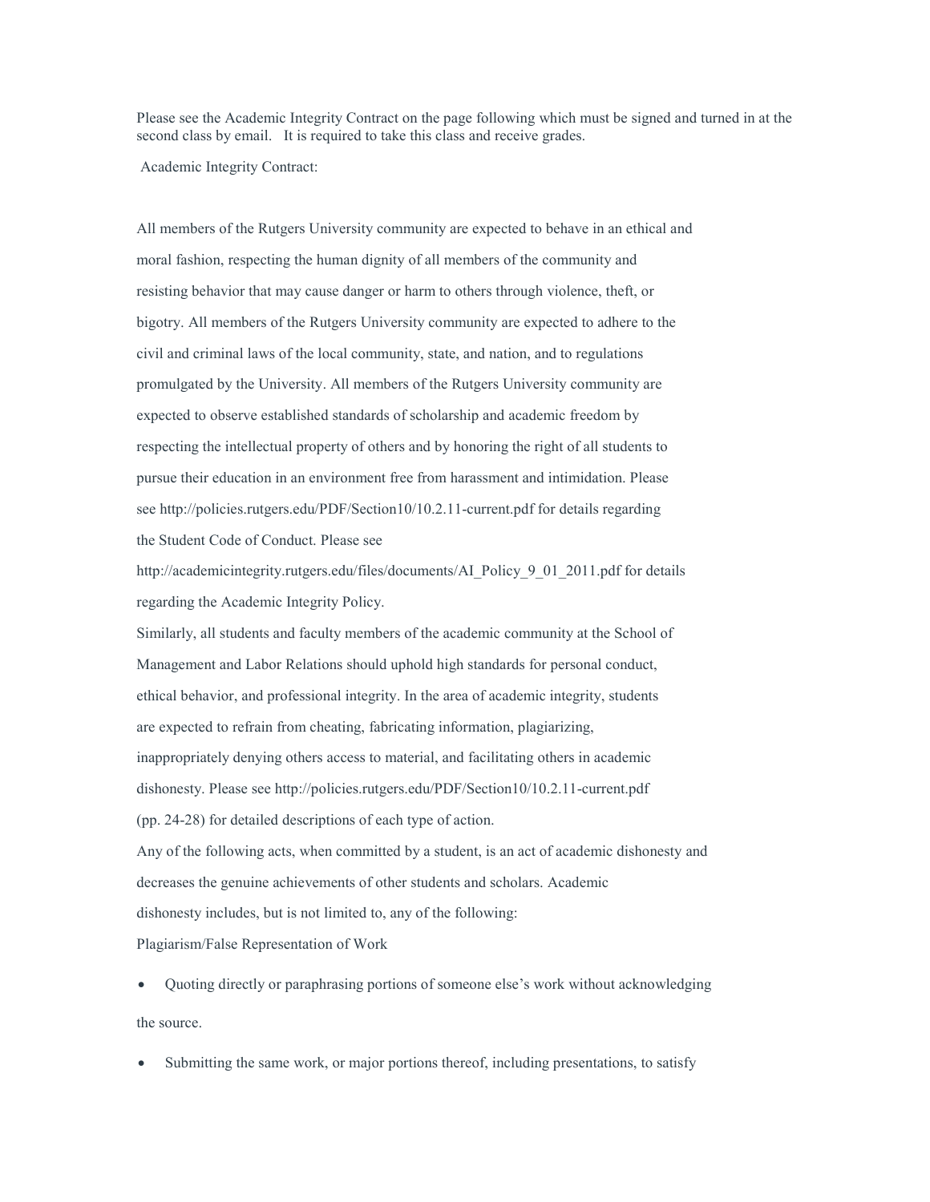Please see the Academic Integrity Contract on the page following which must be signed and turned in at the second class by email. It is required to take this class and receive grades.

Academic Integrity Contract:

All members of the Rutgers University community are expected to behave in an ethical and moral fashion, respecting the human dignity of all members of the community and resisting behavior that may cause danger or harm to others through violence, theft, or bigotry. All members of the Rutgers University community are expected to adhere to the civil and criminal laws of the local community, state, and nation, and to regulations promulgated by the University. All members of the Rutgers University community are expected to observe established standards of scholarship and academic freedom by respecting the intellectual property of others and by honoring the right of all students to pursue their education in an environment free from harassment and intimidation. Please see http://policies.rutgers.edu/PDF/Section10/10.2.11-current.pdf for details regarding the Student Code of Conduct. Please see http://academicintegrity.rutgers.edu/files/documents/AI_Policy_9_01_2011.pdf for details regarding the Academic Integrity Policy.

Similarly, all students and faculty members of the academic community at the School of Management and Labor Relations should uphold high standards for personal conduct, ethical behavior, and professional integrity. In the area of academic integrity, students are expected to refrain from cheating, fabricating information, plagiarizing, inappropriately denying others access to material, and facilitating others in academic dishonesty. Please see http://policies.rutgers.edu/PDF/Section10/10.2.11-current.pdf (pp. 24-28) for detailed descriptions of each type of action.

Any of the following acts, when committed by a student, is an act of academic dishonesty and decreases the genuine achievements of other students and scholars. Academic dishonesty includes, but is not limited to, any of the following:

Plagiarism/False Representation of Work

- Quoting directly or paraphrasing portions of someone else's work without acknowledging the source.
- Submitting the same work, or major portions thereof, including presentations, to satisfy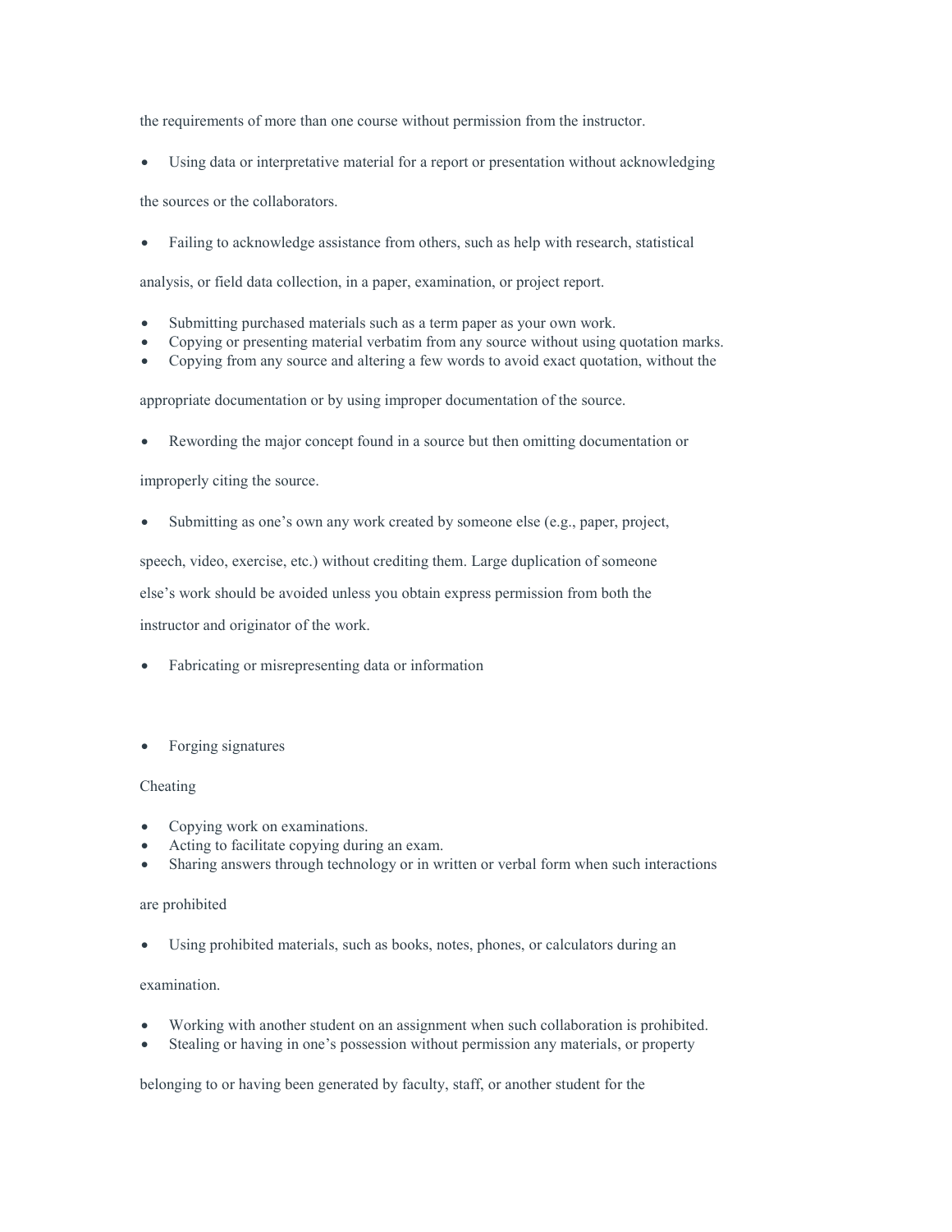the requirements of more than one course without permission from the instructor.

- Using data or interpretative material for a report or presentation without acknowledging the sources or the collaborators.
- Failing to acknowledge assistance from others, such as help with research, statistical analysis, or field data collection, in a paper, examination, or project report.
- Submitting purchased materials such as a term paper as your own work.
- Copying or presenting material verbatim from any source without using quotation marks.
- Copying from any source and altering a few words to avoid exact quotation, without the appropriate documentation or by using improper documentation of the source.
- Rewording the major concept found in a source but then omitting documentation or improperly citing the source.
- Submitting as one's own any work created by someone else (e.g., paper, project, speech, video, exercise, etc.) without crediting them. Large duplication of someone else's work should be avoided unless you obtain express permission from both the instructor and originator of the work.
- Fabricating or misrepresenting data or information
- Forging signatures

Cheating

- Copying work on examinations.
- Acting to facilitate copying during an exam.
- Sharing answers through technology or in written or verbal form when such interactions are prohibited
- Using prohibited materials, such as books, notes, phones, or calculators during an examination.
- Working with another student on an assignment when such collaboration is prohibited.
- Stealing or having in one's possession without permission any materials, or property belonging to or having been generated by faculty, staff, or another student for the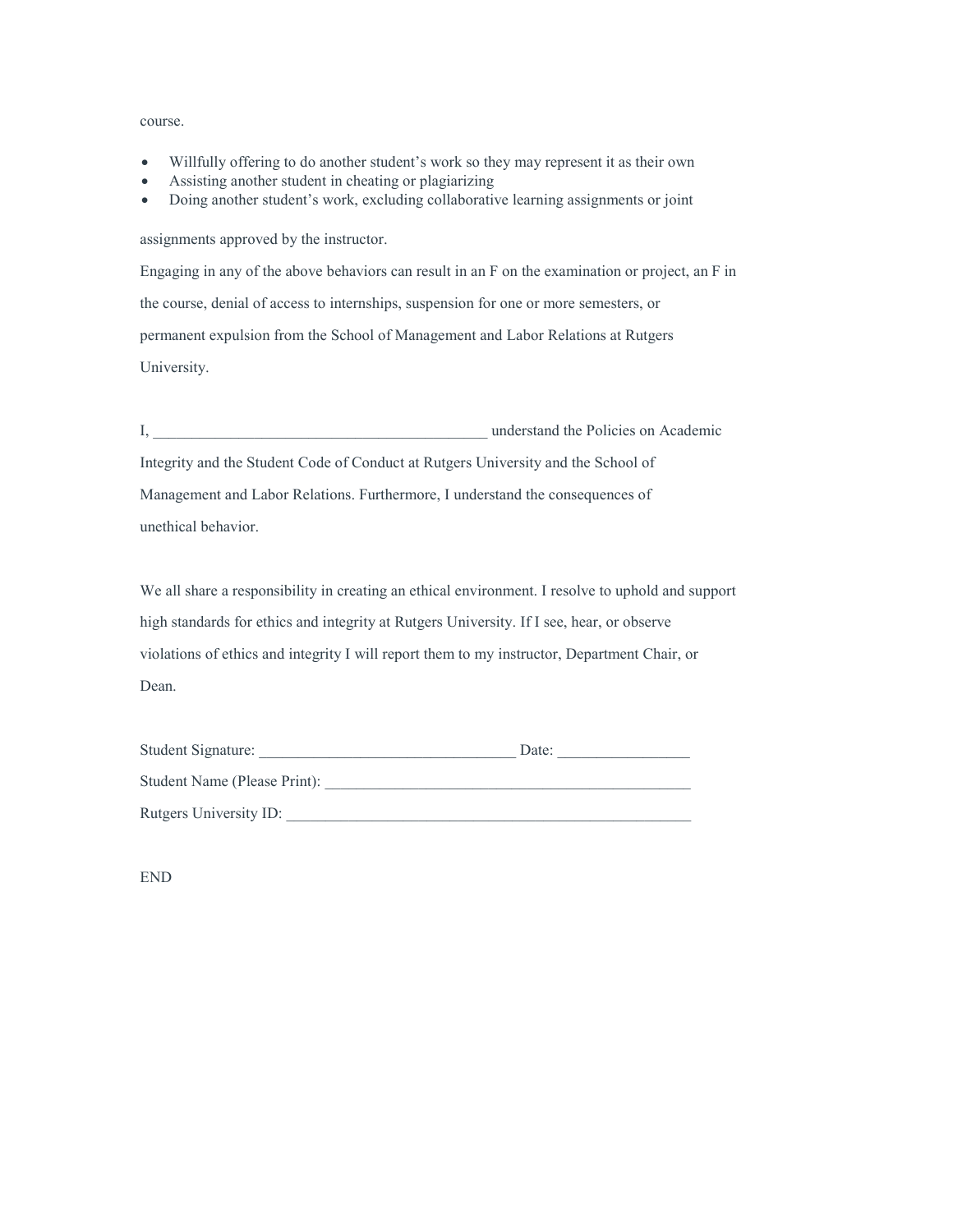course.

- Willfully offering to do another student's work so they may represent it as their own
- Assisting another student in cheating or plagiarizing
- Doing another student's work, excluding collaborative learning assignments or joint

assignments approved by the instructor.

Engaging in any of the above behaviors can result in an F on the examination or project, an F in the course, denial of access to internships, suspension for one or more semesters, or permanent expulsion from the School of Management and Labor Relations at Rutgers University.

I, ___________________________________________ understand the Policies on Academic Integrity and the Student Code of Conduct at Rutgers University and the School of Management and Labor Relations. Furthermore, I understand the consequences of unethical behavior.

We all share a responsibility in creating an ethical environment. I resolve to uphold and support high standards for ethics and integrity at Rutgers University. If I see, hear, or observe violations of ethics and integrity I will report them to my instructor, Department Chair, or Dean.

Student Signature: _________________________________ Date: _________________

Student Name (Please Print): ________________________________________________

Rutgers University ID: _____________________________________________________

END